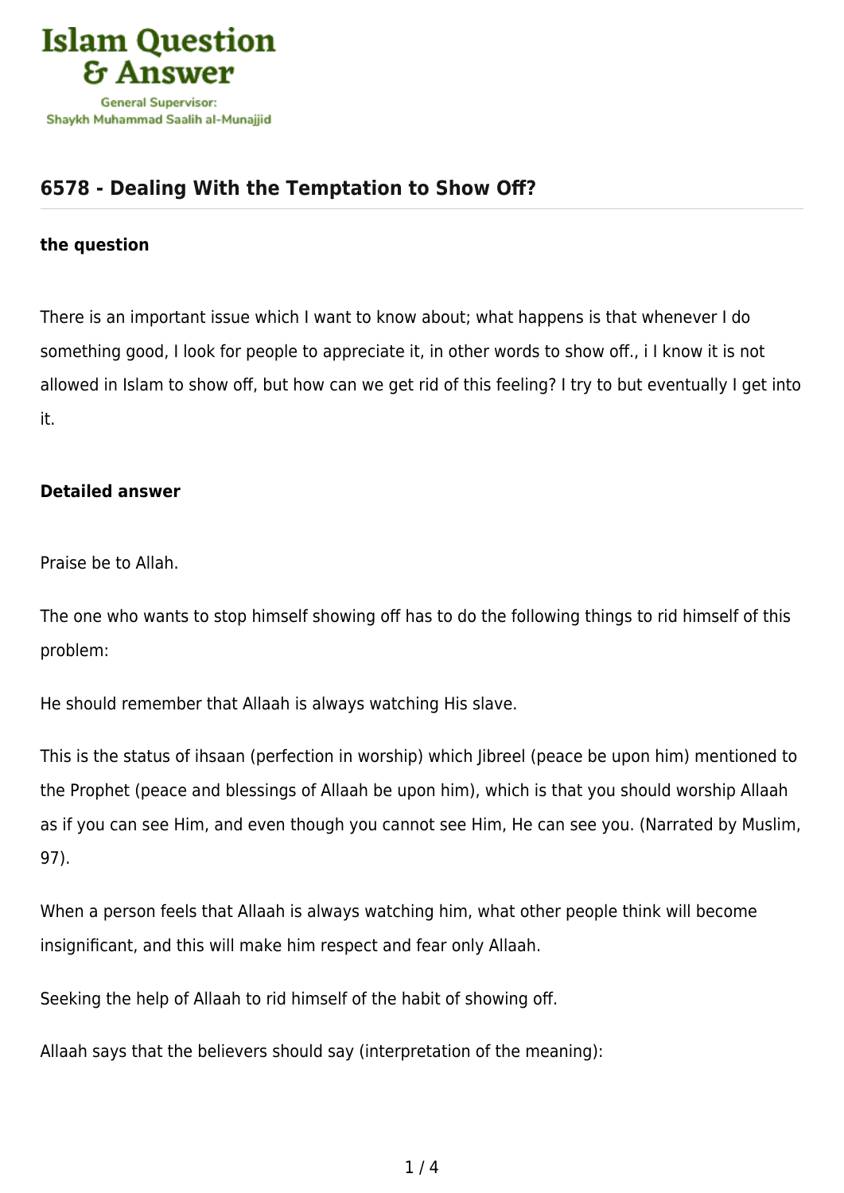## 6578 - Dealing With the Temptation to Show Off?

**the question**

There is an important issue which I want to know about; what happens is that whenever I do something good, I look for people to appreciate it, in other words to show off., i I know it is not allowed in Islam to show off, but how can we get rid of this feeling? I try to but eventually I get into it.

**Detailed answer**

Praise be to Allah.

The one who wants to stop himself showing off has to do the following things to rid himself of this problem:

He should remember that Allaah is always watching His slave.

This is the status of ihsaan (perfection in worship) which Jibreel (peace be upon him) mentioned to the Prophet (peace and blessings of Allaah be upon him), which is that you should worship Allaah as if you can see Him, and even though you cannot see Him, He can see you. (Narrated by Muslim, 97).

When a person feels that Allaah is always watching him, what other people think will become insignificant, and this will make him respect and fear only Allaah.

Seeking the help of Allaah to rid himself of the habit of showing off.

Allaah says that the believers should say (interpretation of the meaning):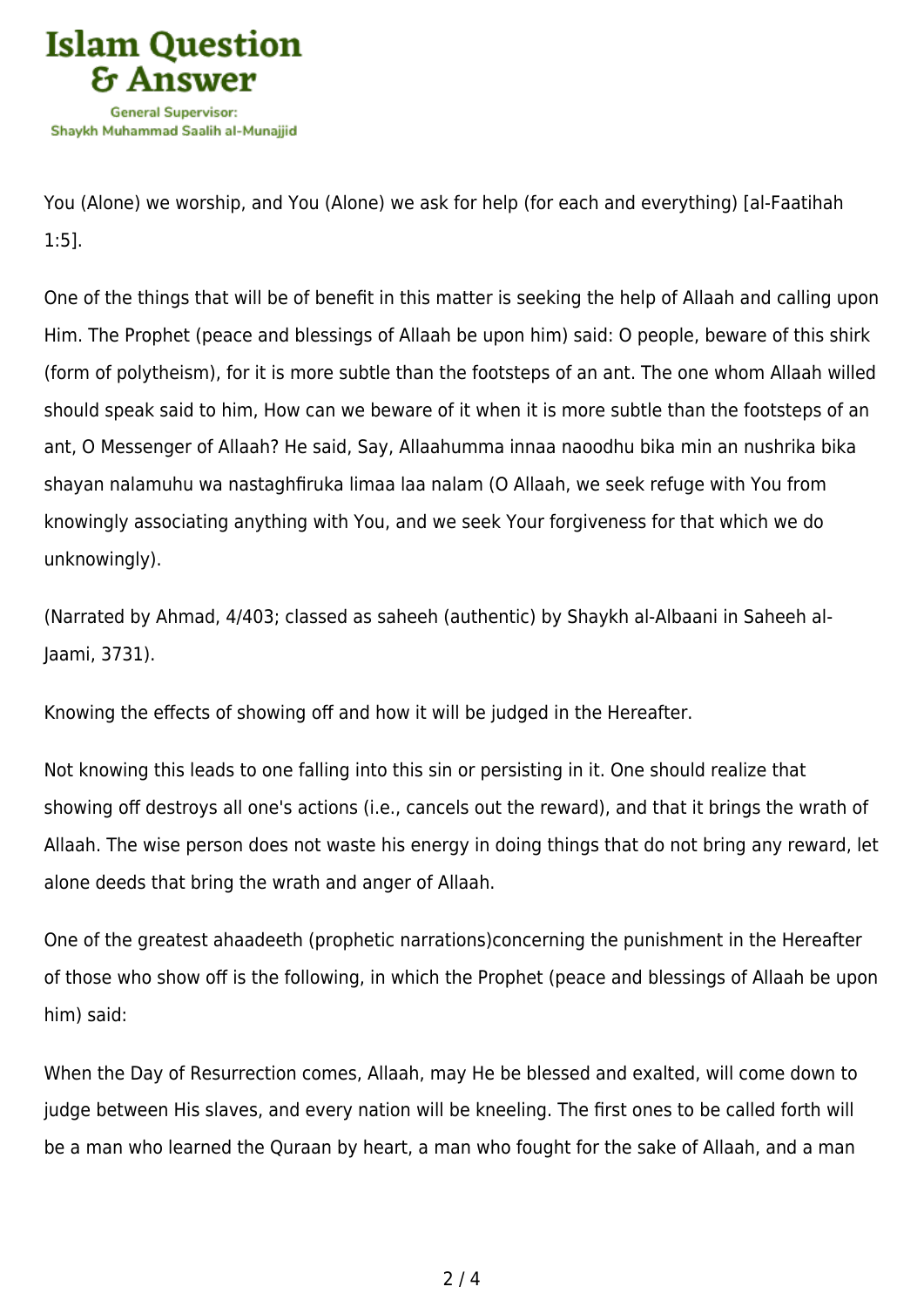You (Alone) we worship, and You (Alone) we ask for help (for each and everything) [al-Faatihah 1:5].

One of the things that will be of benefit in this matter is seeking the help of Allaah and calling upon Him. The Prophet (peace and blessings of Allaah be upon him) said: O people, beware of this shirk (form of polytheism), for it is more subtle than the footsteps of an ant. The one whom Allaah willed should speak said to him, How can we beware of it when it is more subtle than the footsteps of an ant, O Messenger of Allaah? He said, Say, Allaahumma innaa naoodhu bika min an nushrika bika shayan nalamuhu wa nastaghfiruka limaa laa nalam (O Allaah, we seek refuge with You from knowingly associating anything with You, and we seek Your forgiveness for that which we do unknowingly).

(Narrated by Ahmad, 4/403; classed as saheeh (authentic) by Shaykh al-Albaani in Saheeh al-Jaami, 3731).

Knowing the effects of showing off and how it will be judged in the Hereafter.

Not knowing this leads to one falling into this sin or persisting in it. One should realize that showing off destroys all one's actions (i.e., cancels out the reward), and that it brings the wrath of Allaah. The wise person does not waste his energy in doing things that do not bring any reward, let alone deeds that bring the wrath and anger of Allaah.

One of the greatest ahaadeeth (prophetic narrations)concerning the punishment in the Hereafter of those who show off is the following, in which the Prophet (peace and blessings of Allaah be upon him) said:

When the Day of Resurrection comes, Allaah, may He be blessed and exalted, will come down to judge between His slaves, and every nation will be kneeling. The first ones to be called forth will be a man who learned the Quraan by heart, a man who fought for the sake of Allaah, and a man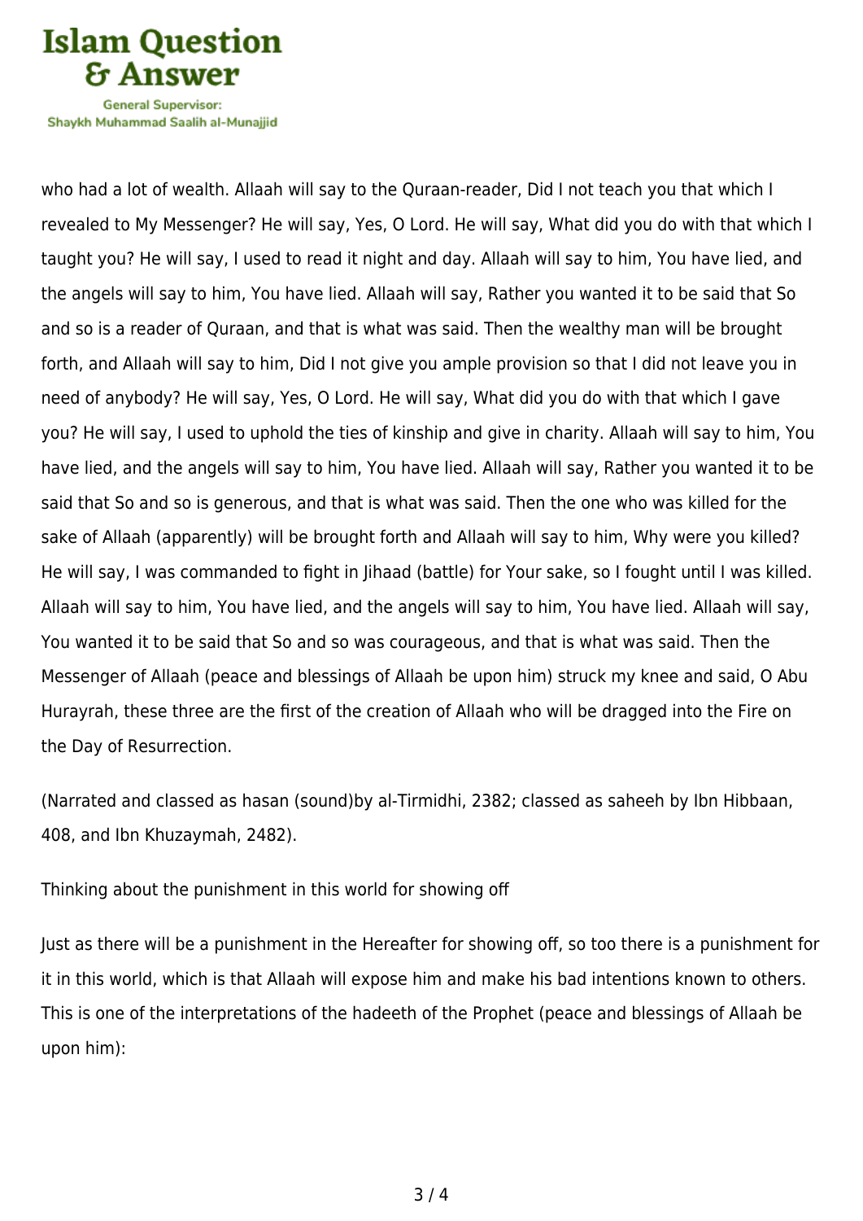who had a lot of wealth. Allaah will say to the Quraan-reader, Did I not teach you that which I revealed to My Messenger? He will say, Yes, O Lord. He will say, What did you do with that which I taught you? He will say, I used to read it night and day. Allaah will say to him, You have lied, and the angels will say to him, You have lied. Allaah will say, Rather you wanted it to be said that So and so is a reader of Quraan, and that is what was said. Then the wealthy man will be brought forth, and Allaah will say to him, Did I not give you ample provision so that I did not leave you in need of anybody? He will say, Yes, O Lord. He will say, What did you do with that which I gave you? He will say, I used to uphold the ties of kinship and give in charity. Allaah will say to him, You have lied, and the angels will say to him, You have lied. Allaah will say, Rather you wanted it to be said that So and so is generous, and that is what was said. Then the one who was killed for the sake of Allaah (apparently) will be brought forth and Allaah will say to him, Why were you killed? He will say, I was commanded to fight in Jihaad (battle) for Your sake, so I fought until I was killed. Allaah will say to him, You have lied, and the angels will say to him, You have lied. Allaah will say, You wanted it to be said that So and so was courageous, and that is what was said. Then the Messenger of Allaah (peace and blessings of Allaah be upon him) struck my knee and said, O Abu Hurayrah, these three are the first of the creation of Allaah who will be dragged into the Fire on the Day of Resurrection.

(Narrated and classed as hasan (sound)by al-Tirmidhi, 2382; classed as saheeh by Ibn Hibbaan, 408, and Ibn Khuzaymah, 2482).

Thinking about the punishment in this world for showing off

Just as there will be a punishment in the Hereafter for showing off, so too there is a punishment for it in this world, which is that Allaah will expose him and make his bad intentions known to others. This is one of the interpretations of the hadeeth of the Prophet (peace and blessings of Allaah be upon him):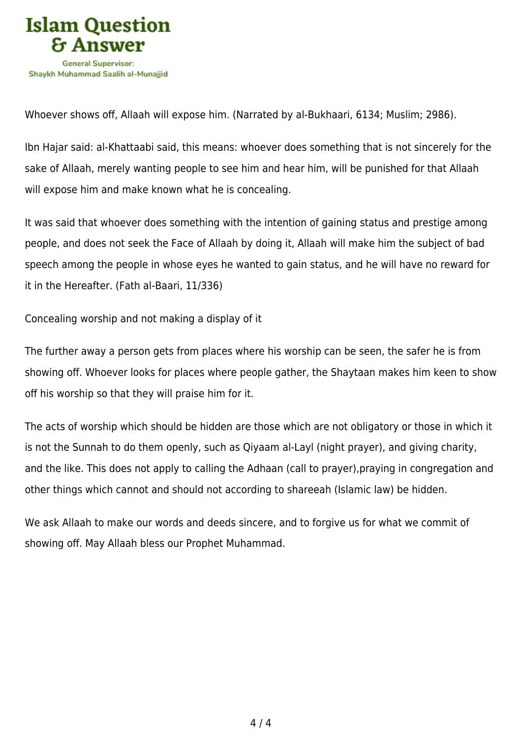Whoever shows off, Allaah will expose him. (Narrated by al-Bukhaari, 6134; Muslim; 2986).

Ibn Hajar said: al-Khattaabi said, this means: whoever does something that is not sincerely for the sake of Allaah, merely wanting people to see him and hear him, will be punished for that Allaah will expose him and make known what he is concealing.

It was said that whoever does something with the intention of gaining status and prestige among people, and does not seek the Face of Allaah by doing it, Allaah will make him the subject of bad speech among the people in whose eyes he wanted to gain status, and he will have no reward for it in the Hereafter. (Fath al-Baari, 11/336)

Concealing worship and not making a display of it

The further away a person gets from places where his worship can be seen, the safer he is from showing off. Whoever looks for places where people gather, the Shaytaan makes him keen to show off his worship so that they will praise him for it.

The acts of worship which should be hidden are those which are not obligatory or those in which it is not the Sunnah to do them openly, such as Qiyaam al-Layl (night prayer), and giving charity, and the like. This does not apply to calling the Adhaan (call to prayer),praying in congregation and other things which cannot and should not according to shareeah (Islamic law) be hidden.

We ask Allaah to make our words and deeds sincere, and to forgive us for what we commit of showing off. May Allaah bless our Prophet Muhammad.